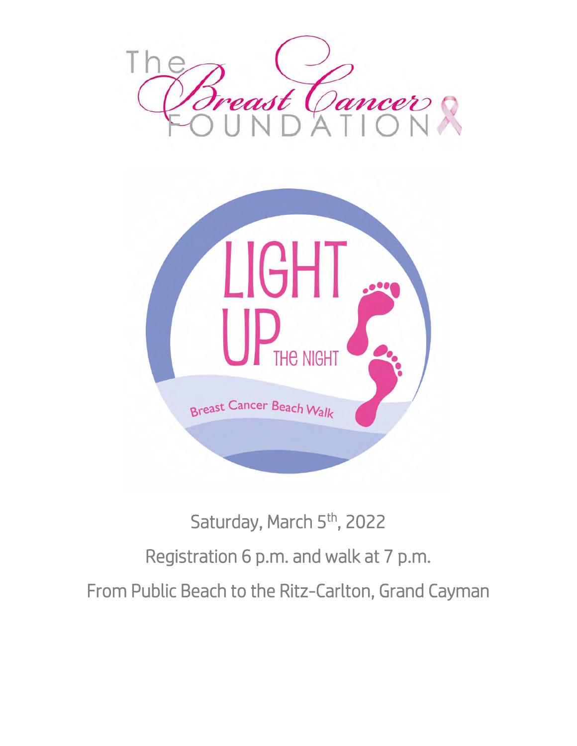# The Breast Cancer Foundation

## LIGHT UP THE NIGHT

Breast Cancer Beach Walk

Saturday, March 5th, 2022

Registration 6 p.m. and walk at 7 p.m.

From Public Beach to the Ritz-Carlton, Grand Cayman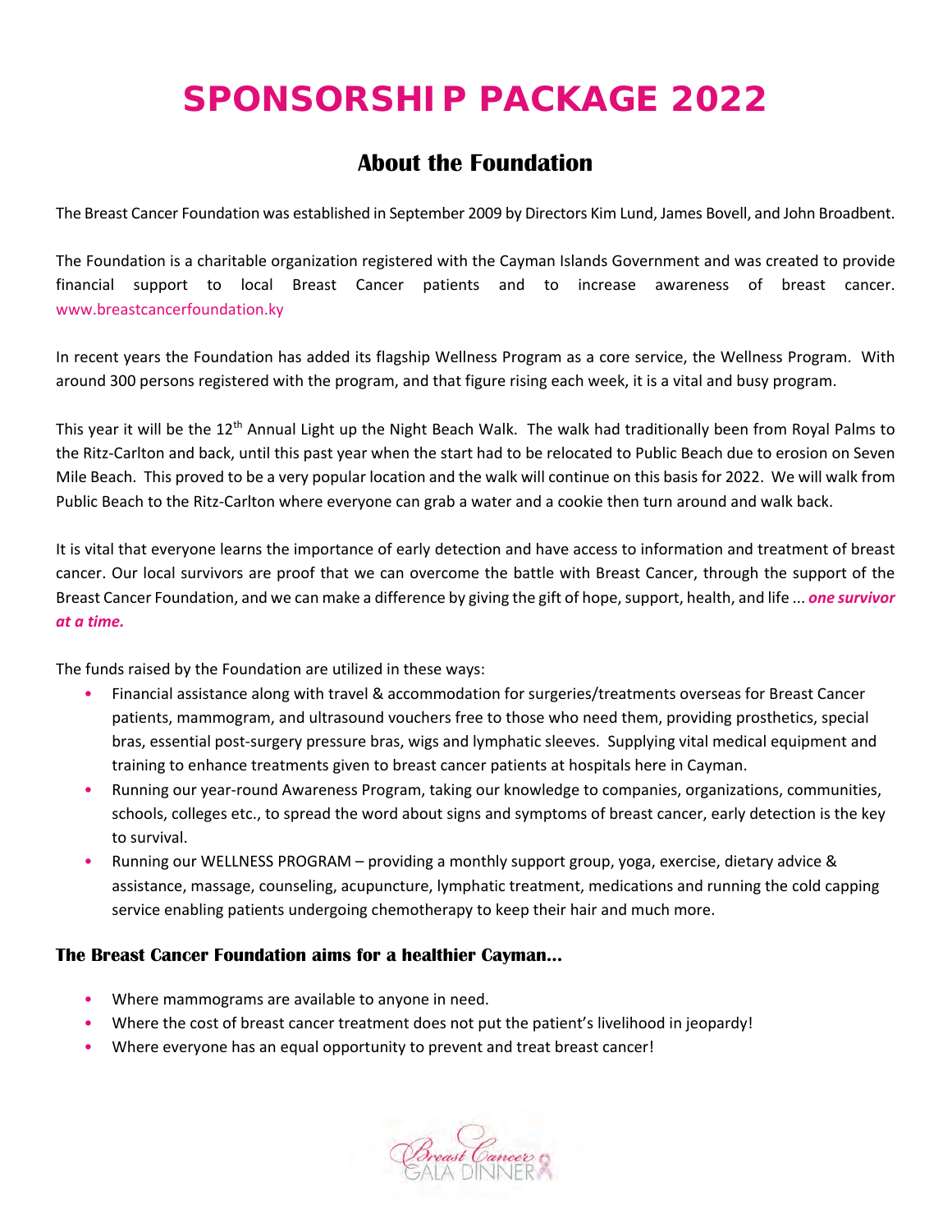# SPONSORSHIP PACKAGE 2022

## About the Foundation

The Breast Cancer Foundation was established in September 2009 by Directors Kim Lund, James Bovell, and John Broadbent.

The Foundation is a charitable organization registered with the Cayman Islands Government and was created to provide financial support to local Breast Cancer patients and to increase awareness of breast cancer. www.breastcancerfoundation.ky

In recent years the Foundation has added its flagship Wellness Program as a core service, the Wellness Program. With around 300 persons registered with the program, and that figure rising each week, it is a vital and busy program.

This year it will be the 12th Annual Light up the Night Beach Walk. The walk had traditionally been from Royal Palms to the Ritz-Carlton and back, until this past year when the start had to be relocated to Public Beach due to erosion on Seven Mile Beach. This proved to be a very popular location and the walk will continue on this basis for 2022. We will walk from Public Beach to the Ritz-Carlton where everyone can grab a water and a cookie then turn around and walk back.

It is vital that everyone learns the importance of early detection and have access to information and treatment of breast cancer. Our local survivors are proof that we can overcome the battle with Breast Cancer, through the support of the Breast Cancer Foundation, and we can make a difference by giving the gift of hope, support, health, and life ... ***one survivor at a time.***

The funds raised by the Foundation are utilized in these ways:

- Financial assistance along with travel & accommodation for surgeries/treatments overseas for Breast Cancer patients, mammogram, and ultrasound vouchers free to those who need them, providing prosthetics, special bras, essential post-surgery pressure bras, wigs and lymphatic sleeves. Supplying vital medical equipment and training to enhance treatments given to breast cancer patients at hospitals here in Cayman.
- Running our year-round Awareness Program, taking our knowledge to companies, organizations, communities, schools, colleges etc., to spread the word about signs and symptoms of breast cancer, early detection is the key to survival.
- Running our WELLNESS PROGRAM – providing a monthly support group, yoga, exercise, dietary advice & assistance, massage, counseling, acupuncture, lymphatic treatment, medications and running the cold capping service enabling patients undergoing chemotherapy to keep their hair and much more.

### The Breast Cancer Foundation aims for a healthier Cayman...

- Where mammograms are available to anyone in need.
- Where the cost of breast cancer treatment does not put the patient's livelihood in jeopardy!
- Where everyone has an equal opportunity to prevent and treat breast cancer!

Breast Cancer GALA DINNER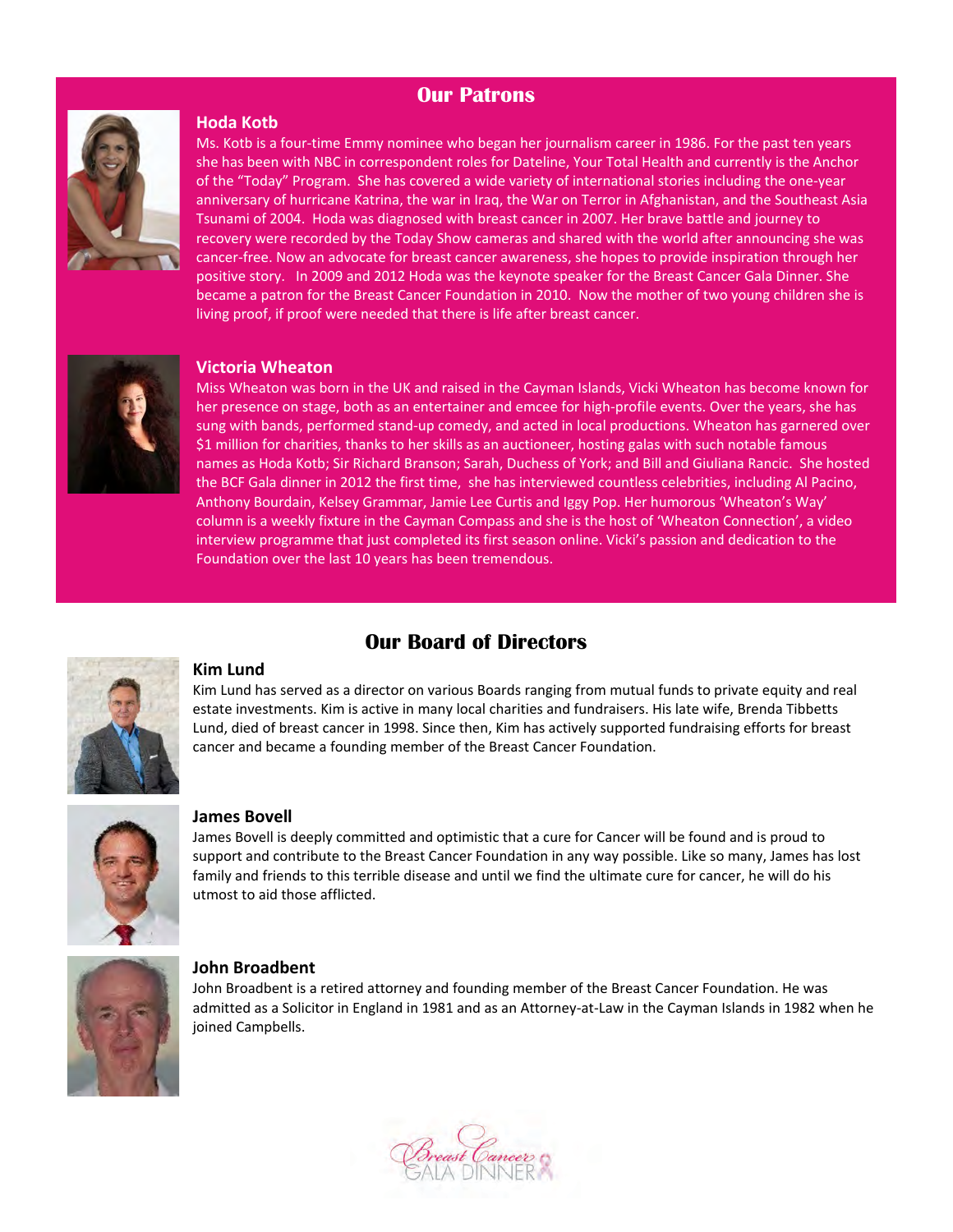## Our Patrons

### Hoda Kotb

Ms. Kotb is a four-time Emmy nominee who began her journalism career in 1986. For the past ten years she has been with NBC in correspondent roles for Dateline, Your Total Health and currently is the Anchor of the "Today" Program. She has covered a wide variety of international stories including the one-year anniversary of hurricane Katrina, the war in Iraq, the War on Terror in Afghanistan, and the Southeast Asia Tsunami of 2004. Hoda was diagnosed with breast cancer in 2007. Her brave battle and journey to recovery were recorded by the Today Show cameras and shared with the world after announcing she was cancer-free. Now an advocate for breast cancer awareness, she hopes to provide inspiration through her positive story. In 2009 and 2012 Hoda was the keynote speaker for the Breast Cancer Gala Dinner. She became a patron for the Breast Cancer Foundation in 2010. Now the mother of two young children she is living proof, if proof were needed that there is life after breast cancer.

### Victoria Wheaton

Miss Wheaton was born in the UK and raised in the Cayman Islands, Vicki Wheaton has become known for her presence on stage, both as an entertainer and emcee for high-profile events. Over the years, she has sung with bands, performed stand-up comedy, and acted in local productions. Wheaton has garnered over $1 million for charities, thanks to her skills as an auctioneer, hosting galas with such notable famous names as Hoda Kotb; Sir Richard Branson; Sarah, Duchess of York; and Bill and Giuliana Rancic. She hosted the BCF Gala dinner in 2012 the first time, she has interviewed countless celebrities, including Al Pacino, Anthony Bourdain, Kelsey Grammar, Jamie Lee Curtis and Iggy Pop. Her humorous 'Wheaton's Way' column is a weekly fixture in the Cayman Compass and she is the host of 'Wheaton Connection', a video interview programme that just completed its first season online. Vicki's passion and dedication to the Foundation over the last 10 years has been tremendous.

## Our Board of Directors

### Kim Lund

Kim Lund has served as a director on various Boards ranging from mutual funds to private equity and real estate investments. Kim is active in many local charities and fundraisers. His late wife, Brenda Tibbetts Lund, died of breast cancer in 1998. Since then, Kim has actively supported fundraising efforts for breast cancer and became a founding member of the Breast Cancer Foundation.

### James Bovell

James Bovell is deeply committed and optimistic that a cure for Cancer will be found and is proud to support and contribute to the Breast Cancer Foundation in any way possible. Like so many, James has lost family and friends to this terrible disease and until we find the ultimate cure for cancer, he will do his utmost to aid those afflicted.

### John Broadbent

John Broadbent is a retired attorney and founding member of the Breast Cancer Foundation. He was admitted as a Solicitor in England in 1981 and as an Attorney-at-Law in the Cayman Islands in 1982 when he joined Campbells.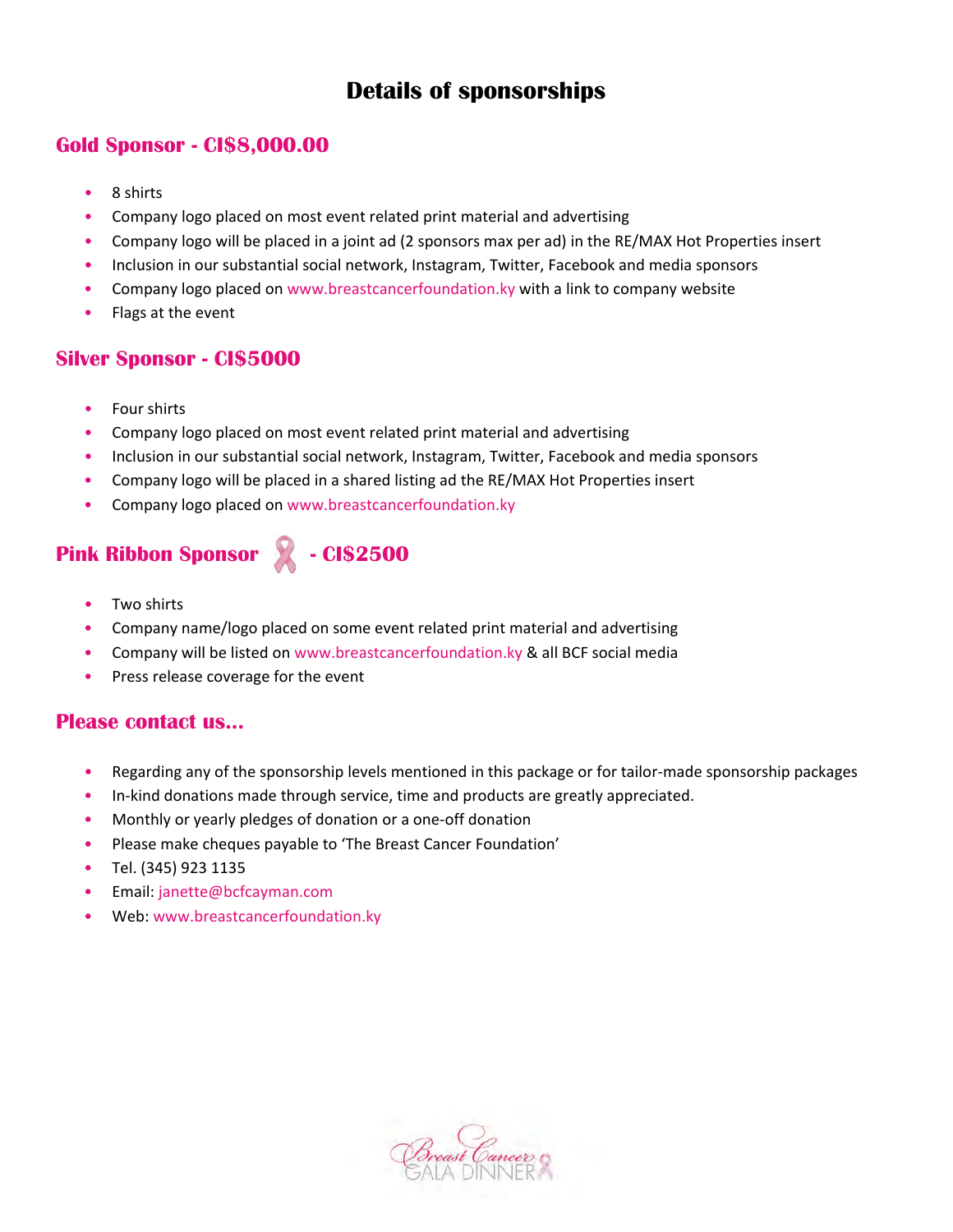# Details of sponsorships

## Gold Sponsor - CI$8,000.00

- 8 shirts
- Company logo placed on most event related print material and advertising
- Company logo will be placed in a joint ad (2 sponsors max per ad) in the RE/MAX Hot Properties insert
- Inclusion in our substantial social network, Instagram, Twitter, Facebook and media sponsors
- Company logo placed on www.breastcancerfoundation.ky with a link to company website
- Flags at the event

## Silver Sponsor - CI$5000

- Four shirts
- Company logo placed on most event related print material and advertising
- Inclusion in our substantial social network, Instagram, Twitter, Facebook and media sponsors
- Company logo will be placed in a shared listing ad the RE/MAX Hot Properties insert
- Company logo placed on www.breastcancerfoundation.ky

## Pink Ribbon Sponsor - CI$2500

- Two shirts
- Company name/logo placed on some event related print material and advertising
- Company will be listed on www.breastcancerfoundation.ky & all BCF social media
- Press release coverage for the event

## Please contact us...

- Regarding any of the sponsorship levels mentioned in this package or for tailor-made sponsorship packages
- In-kind donations made through service, time and products are greatly appreciated.
- Monthly or yearly pledges of donation or a one-off donation
- Please make cheques payable to 'The Breast Cancer Foundation'
- Tel. (345) 923 1135
- Email: janette@bcfcayman.com
- Web: www.breastcancerfoundation.ky

Breast Cancer GALA DINNER